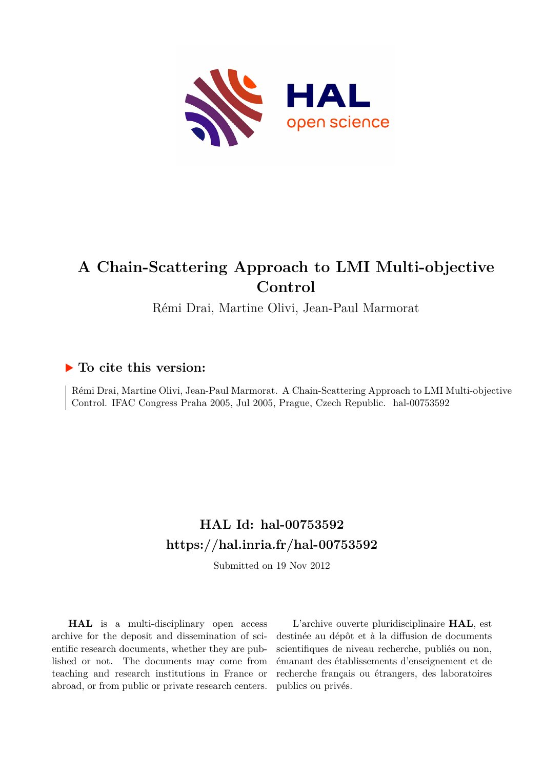# A Chain-Scattering Approach to LMI Multi-objective Control

Rémi Drai, Martine Olivi, Jean-Paul Marmorat

## ▶ To cite this version:

Rémi Drai, Martine Olivi, Jean-Paul Marmorat. A Chain-Scattering Approach to LMI Multi-objective Control. IFAC Congress Praha 2005, Jul 2005, Prague, Czech Republic. hal-00753592

## HAL Id: hal-00753592

## https://hal.inria.fr/hal-00753592

Submitted on 19 Nov 2012

**HAL** is a multi-disciplinary open access archive for the deposit and dissemination of scientific research documents, whether they are published or not. The documents may come from teaching and research institutions in France or abroad, or from public or private research centers.

L'archive ouverte pluridisciplinaire **HAL**, est destinée au dépôt et à la diffusion de documents scientifiques de niveau recherche, publiés ou non, émanant des établissements d'enseignement et de recherche français ou étrangers, des laboratoires publics ou privés.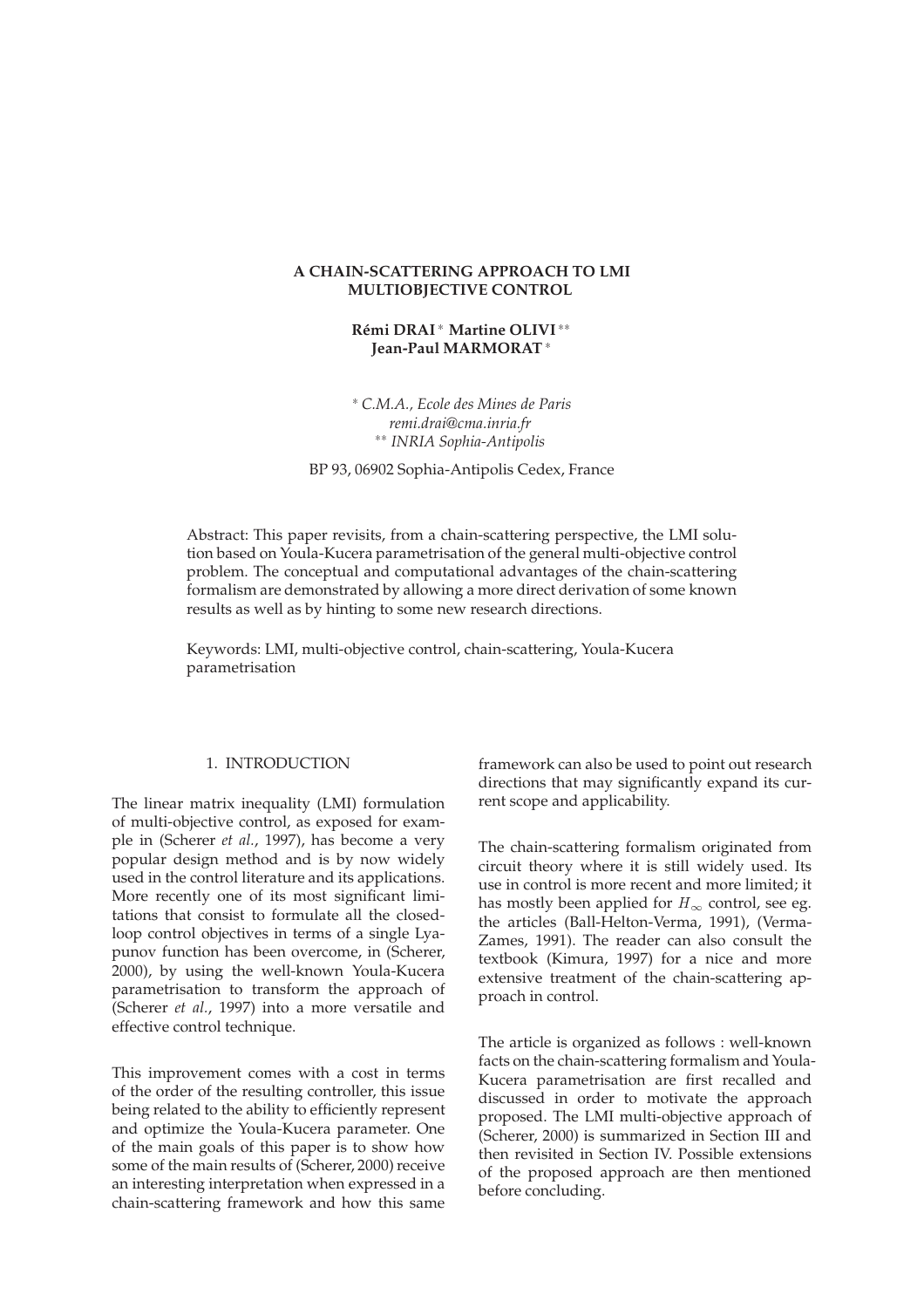# A CHAIN-SCATTERING APPROACH TO LMI MULTIOBJECTIVE CONTROL

**Rémi DRAI** * **Martine OLIVI** ** **Jean-Paul MARMORAT** *

* *C.M.A., Ecole des Mines de Paris*
*remi.drai@cma.inria.fr*
** *INRIA Sophia-Antipolis*

BP 93, 06902 Sophia-Antipolis Cedex, France

Abstract: This paper revisits, from a chain-scattering perspective, the LMI solution based on Youla-Kucera parametrisation of the general multi-objective control problem. The conceptual and computational advantages of the chain-scattering formalism are demonstrated by allowing a more direct derivation of some known results as well as by hinting to some new research directions.

Keywords: LMI, multi-objective control, chain-scattering, Youla-Kucera parametrisation

## 1. INTRODUCTION

The linear matrix inequality (LMI) formulation of multi-objective control, as exposed for example in (Scherer *et al.*, 1997), has become a very popular design method and is by now widely used in the control literature and its applications. More recently one of its most significant limitations that consist to formulate all the closed-loop control objectives in terms of a single Lyapunov function has been overcome, in (Scherer, 2000), by using the well-known Youla-Kucera parametrisation to transform the approach of (Scherer *et al.*, 1997) into a more versatile and effective control technique.

This improvement comes with a cost in terms of the order of the resulting controller, this issue being related to the ability to efficiently represent and optimize the Youla-Kucera parameter. One of the main goals of this paper is to show how some of the main results of (Scherer, 2000) receive an interesting interpretation when expressed in a chain-scattering framework and how this same framework can also be used to point out research directions that may significantly expand its current scope and applicability.

The chain-scattering formalism originated from circuit theory where it is still widely used. Its use in control is more recent and more limited; it has mostly been applied for $H_\infty$ control, see eg. the articles (Ball-Helton-Verma, 1991), (Verma-Zames, 1991). The reader can also consult the textbook (Kimura, 1997) for a nice and more extensive treatment of the chain-scattering approach in control.

The article is organized as follows : well-known facts on the chain-scattering formalism and Youla-Kucera parametrisation are first recalled and discussed in order to motivate the approach proposed. The LMI multi-objective approach of (Scherer, 2000) is summarized in Section III and then revisited in Section IV. Possible extensions of the proposed approach are then mentioned before concluding.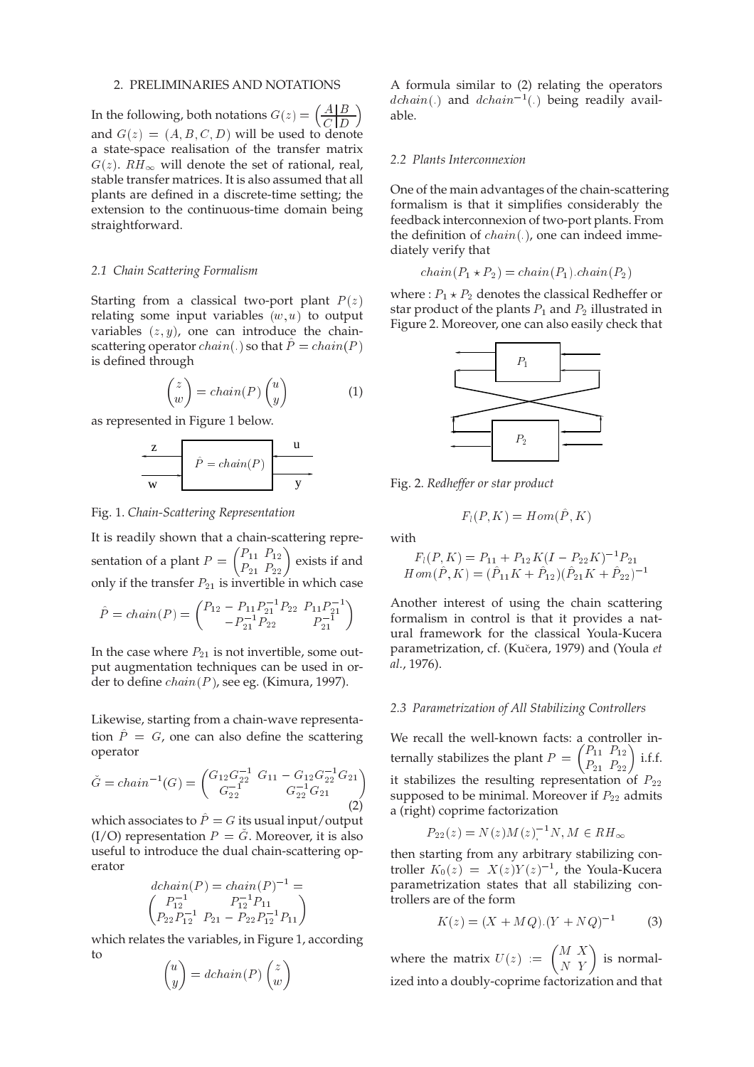## 2. PRELIMINARIES AND NOTATIONS

In the following, both notations $G(z) = \left(\begin{array}{c|c} A & B \\ \hline C & D \end{array}\right)$ and $G(z) = (A, B, C, D)$ will be used to denote a state-space realisation of the transfer matrix $G(z)$. $RH_\infty$ will denote the set of rational, real, stable transfer matrices. It is also assumed that all plants are defined in a discrete-time setting; the extension to the continuous-time domain being straightforward.

### 2.1 *Chain Scattering Formalism*

Starting from a classical two-port plant $P(z)$ relating some input variables $(w, u)$ to output variables $(z, y)$, one can introduce the chain-scattering operator $chain(.)$ so that $\hat{P} = chain(P)$ is defined through

$$\begin{pmatrix} z \\ w \end{pmatrix} = chain(P) \begin{pmatrix} u \\ y \end{pmatrix} \quad (1)$$

as represented in Figure 1 below.

Fig. 1. *Chain-Scattering Representation*

It is readily shown that a chain-scattering representation of a plant $P = \begin{pmatrix} P_{11} & P_{12} \\ P_{21} & P_{22} \end{pmatrix}$ exists if and only if the transfer $P_{21}$ is invertible in which case

$$\hat{P} = chain(P) = \begin{pmatrix} P_{12} - P_{11}P_{21}^{-1}P_{22} & P_{11}P_{21}^{-1} \\ -P_{21}^{-1}P_{22} & P_{21}^{-1} \end{pmatrix}$$

In the case where $P_{21}$ is not invertible, some output augmentation techniques can be used in order to define $chain(P)$, see eg. (Kimura, 1997).

Likewise, starting from a chain-wave representation $\hat{P} = G$, one can also define the scattering operator

$$\check{G} = chain^{-1}(G) = \begin{pmatrix} G_{12}G_{22}^{-1} & G_{11} - G_{12}G_{22}^{-1}G_{21} \\ G_{22}^{-1} & G_{22}^{-1}G_{21} \end{pmatrix} \quad (2)$$

which associates to $\hat{P} = G$ its usual input/output (I/O) representation $P = \check{G}$. Moreover, it is also useful to introduce the dual chain-scattering operator

$$dchain(P) = chain(P)^{-1} = \begin{pmatrix} P_{12}^{-1} & P_{12}^{-1}P_{11} \\ P_{22}P_{12}^{-1} & P_{21} - P_{22}P_{12}^{-1}P_{11} \end{pmatrix}$$

which relates the variables, in Figure 1, according to

$$\begin{pmatrix} u \\ y \end{pmatrix} = dchain(P) \begin{pmatrix} z \\ w \end{pmatrix}$$

A formula similar to (2) relating the operators $dchain(.)$ and $dchain^{-1}(.)$ being readily available.

### 2.2 *Plants Interconnexion*

One of the main advantages of the chain-scattering formalism is that it simplifies considerably the feedback interconnexion of two-port plants. From the definition of $chain(.)$, one can indeed immediately verify that

$$chain(P_1 \star P_2) = chain(P_1).chain(P_2)$$

where : $P_1 \star P_2$ denotes the classical Redheffer or star product of the plants $P_1$ and $P_2$ illustrated in Figure 2. Moreover, one can also easily check that

Fig. 2. *Redheffer or star product*

$$F_l(P, K) = Hom(\hat{P}, K)$$

with

$$F_l(P, K) = P_{11} + P_{12}K(I - P_{22}K)^{-1}P_{21}$$
$$Hom(\hat{P}, K) = (\hat{P}_{11}K + \hat{P}_{12})(\hat{P}_{21}K + \hat{P}_{22})^{-1}$$

Another interest of using the chain scattering formalism in control is that it provides a natural framework for the classical Youla-Kucera parametrization, cf. (Kučera, 1979) and (Youla *et al.*, 1976).

### 2.3 *Parametrization of All Stabilizing Controllers*

We recall the well-known facts: a controller internally stabilizes the plant $P = \begin{pmatrix} P_{11} & P_{12} \\ P_{21} & P_{22} \end{pmatrix}$ i.f.f. it stabilizes the resulting representation of $P_{22}$ supposed to be minimal. Moreover if $P_{22}$ admits a (right) coprime factorization

$$P_{22}(z) = N(z)M(z)^{-1}_{,} N, M \in RH_\infty$$

then starting from any arbitrary stabilizing controller $K_0(z) = X(z)Y(z)^{-1}$, the Youla-Kucera parametrization states that all stabilizing controllers are of the form

$$K(z) = (X + MQ).(Y + NQ)^{-1} \quad (3)$$

where the matrix $U(z) := \begin{pmatrix} M & X \\ N & Y \end{pmatrix}$ is normalized into a doubly-coprime factorization and that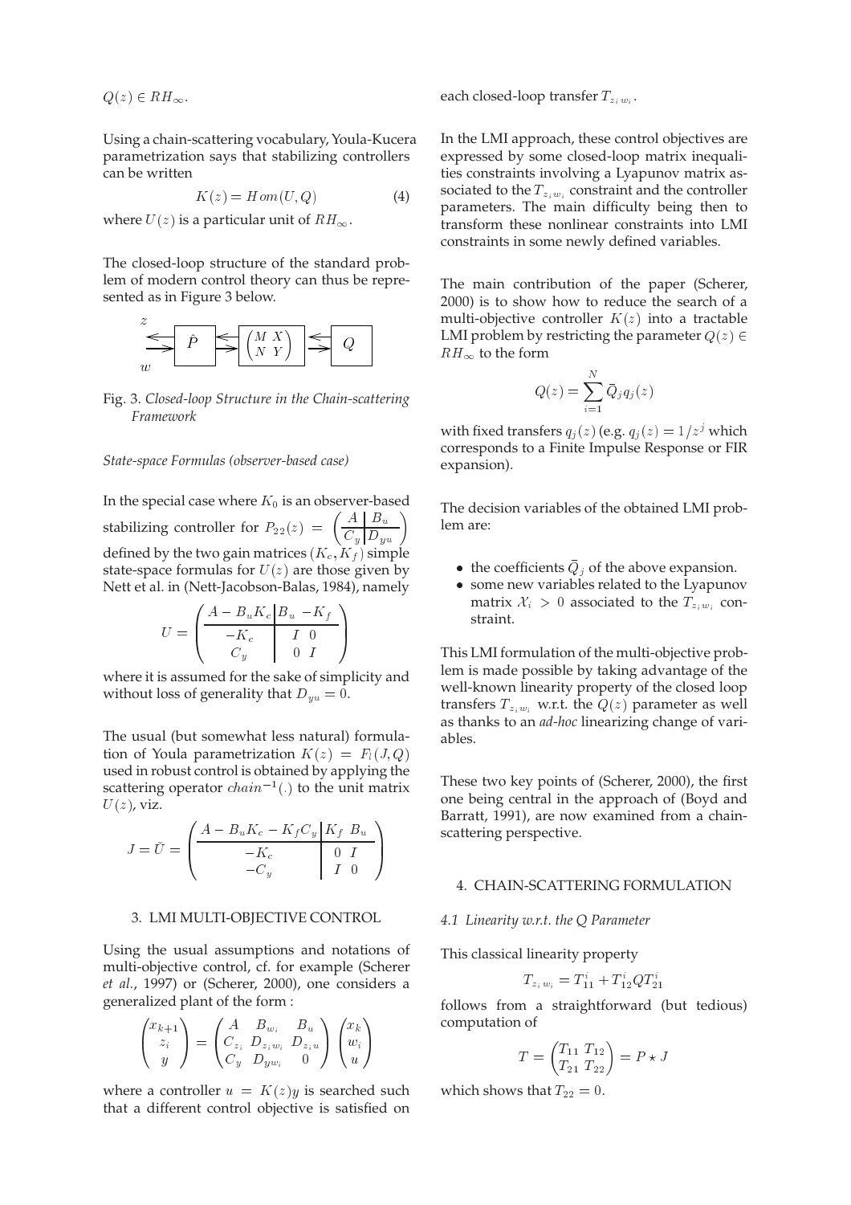$Q(z) \in RH_\infty$.

Using a chain-scattering vocabulary, Youla-Kucera parametrization says that stabilizing controllers can be written

$$K(z) = Hom(U, Q) \tag{4}$$

where $U(z)$ is a particular unit of $RH_\infty$.

The closed-loop structure of the standard problem of modern control theory can thus be represented as in Figure 3 below.

$$z \leftleftarrows \boxed{\hat{P}} \leftrightarrows \boxed{\begin{pmatrix} M & X \\ N & Y \end{pmatrix}} \leftrightarrows \boxed{Q} \quad w$$

Fig. 3. *Closed-loop Structure in the Chain-scattering Framework*

*State-space Formulas (observer-based case)*

In the special case where $K_0$ is an observer-based stabilizing controller for $P_{22}(z) = \left(\begin{array}{c|c} A & B_u \\ \hline C_y & D_{yu} \end{array}\right)$ defined by the two gain matrices $(K_c, K_f)$ simple state-space formulas for $U(z)$ are those given by Nett et al. in (Nett-Jacobson-Balas, 1984), namely

$$U = \left(\begin{array}{c|cc} A - B_u K_c & B_u & -K_f \\ \hline -K_c & I & 0 \\ C_y & 0 & I \end{array}\right)$$

where it is assumed for the sake of simplicity and without loss of generality that $D_{yu} = 0$.

The usual (but somewhat less natural) formulation of Youla parametrization $K(z) = F_l(J, Q)$ used in robust control is obtained by applying the scattering operator $chain^{-1}(.)$ to the unit matrix $U(z)$, viz.

$$J = \check{U} = \left(\begin{array}{c|cc} A - B_u K_c - K_f C_y & K_f & B_u \\ \hline -K_c & 0 & I \\ -C_y & I & 0 \end{array}\right)$$

## 3. LMI MULTI-OBJECTIVE CONTROL

Using the usual assumptions and notations of multi-objective control, cf. for example (Scherer *et al.*, 1997) or (Scherer, 2000), one considers a generalized plant of the form :

$$\begin{pmatrix} x_{k+1} \\ z_i \\ y \end{pmatrix} = \begin{pmatrix} A & B_{w_i} & B_u \\ C_{z_i} & D_{z_i w_i} & D_{z_i u} \\ C_y & D_{y w_i} & 0 \end{pmatrix} \begin{pmatrix} x_k \\ w_i \\ u \end{pmatrix}$$

where a controller $u = K(z)y$ is searched such that a different control objective is satisfied on each closed-loop transfer $T_{z_i w_i}$.

In the LMI approach, these control objectives are expressed by some closed-loop matrix inequalities constraints involving a Lyapunov matrix associated to the $T_{z_i w_i}$ constraint and the controller parameters. The main difficulty being then to transform these nonlinear constraints into LMI constraints in some newly defined variables.

The main contribution of the paper (Scherer, 2000) is to show how to reduce the search of a multi-objective controller $K(z)$ into a tractable LMI problem by restricting the parameter $Q(z) \in RH_\infty$ to the form

$$Q(z) = \sum_{i=1}^{N} \bar{Q}_j q_j(z)$$

with fixed transfers $q_j(z)$ (e.g. $q_j(z) = 1/z^j$ which corresponds to a Finite Impulse Response or FIR expansion).

The decision variables of the obtained LMI problem are:

- the coefficients $\bar{Q}_j$ of the above expansion.
- some new variables related to the Lyapunov matrix $\mathcal{X}_i > 0$ associated to the $T_{z_i w_i}$ constraint.

This LMI formulation of the multi-objective problem is made possible by taking advantage of the well-known linearity property of the closed loop transfers $T_{z_i w_i}$ w.r.t. the $Q(z)$ parameter as well as thanks to an *ad-hoc* linearizing change of variables.

These two key points of (Scherer, 2000), the first one being central in the approach of (Boyd and Barratt, 1991), are now examined from a chain-scattering perspective.

## 4. CHAIN-SCATTERING FORMULATION

### *4.1 Linearity w.r.t. the Q Parameter*

This classical linearity property

$$T_{z_i w_i} = T_{11}^i + T_{12}^i Q T_{21}^i$$

follows from a straightforward (but tedious) computation of

$$T = \begin{pmatrix} T_{11} & T_{12} \\ T_{21} & T_{22} \end{pmatrix} = P \star J$$

which shows that $T_{22} = 0$.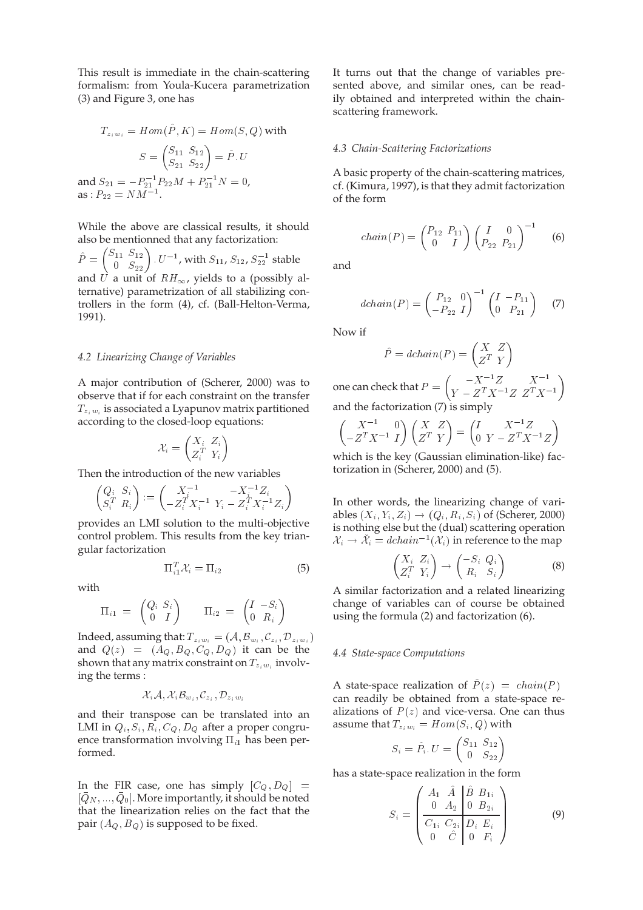This result is immediate in the chain-scattering formalism: from Youla-Kucera parametrization (3) and Figure 3, one has

$$T_{z_i w_i} = Hom(\hat{P}, K) = Hom(S, Q) \text{ with}$$

$$S = \begin{pmatrix} S_{11} & S_{12} \\ S_{21} & S_{22} \end{pmatrix} = \hat{P}.U$$

and $S_{21} = -P_{21}^{-1} P_{22} M + P_{21}^{-1} N = 0$, as : $P_{22} = NM^{-1}$.

While the above are classical results, it should also be mentionned that any factorization: $\hat{P} = \begin{pmatrix} S_{11} & S_{12} \\ 0 & S_{22} \end{pmatrix} . U^{-1}$, with $S_{11}$, $S_{12}$, $S_{22}^{-1}$ stable and $U$ a unit of $RH_\infty$, yields to a (possibly alternative) parametrization of all stabilizing controllers in the form (4), cf. (Ball-Helton-Verma, 1991).

### 4.2 Linearizing Change of Variables

A major contribution of (Scherer, 2000) was to observe that if for each constraint on the transfer $T_{z_i w_i}$ is associated a Lyapunov matrix partitioned according to the closed-loop equations:

$$\mathcal{X}_i = \begin{pmatrix} X_i & Z_i \\ Z_i^T & Y_i \end{pmatrix}$$

Then the introduction of the new variables

$$\begin{pmatrix} Q_i & S_i \\ S_i^T & R_i \end{pmatrix} := \begin{pmatrix} X_i^{-1} & -X_i^{-1} Z_i \\ -Z_i^T X_i^{-1} & Y_i - Z_i^T X_i^{-1} Z_i \end{pmatrix}$$

provides an LMI solution to the multi-objective control problem. This results from the key triangular factorization

$$\Pi_{i1}^T \mathcal{X}_i = \Pi_{i2} \tag{5}$$

with

$$\Pi_{i1} = \begin{pmatrix} Q_i & S_i \\ 0 & I \end{pmatrix} \qquad \Pi_{i2} = \begin{pmatrix} I & -S_i \\ 0 & R_i \end{pmatrix}$$

Indeed, assuming that: $T_{z_i w_i} = (\mathcal{A}, \mathcal{B}_{w_i}, \mathcal{C}_{z_i}, \mathcal{D}_{z_i w_i})$ and $Q(z) = (A_Q, B_Q, C_Q, D_Q)$ it can be the shown that any matrix constraint on $T_{z_i w_i}$ involving the terms :

$$\mathcal{X}_i \mathcal{A}, \mathcal{X}_i \mathcal{B}_{w_i}, \mathcal{C}_{z_i}, \mathcal{D}_{z_i w_i}$$

and their transpose can be translated into an LMI in $Q_i, S_i, R_i, C_Q, D_Q$ after a proper congruence transformation involving $\Pi_{i1}$ has been performed.

In the FIR case, one has simply $[C_Q, D_Q] = [\bar{Q}_N, \ldots, \bar{Q}_0]$. More importantly, it should be noted that the linearization relies on the fact that the pair $(A_Q, B_Q)$ is supposed to be fixed.

It turns out that the change of variables presented above, and similar ones, can be readily obtained and interpreted within the chain-scattering framework.

### 4.3 Chain-Scattering Factorizations

A basic property of the chain-scattering matrices, cf. (Kimura, 1997), is that they admit factorization of the form

$$chain(P) = \begin{pmatrix} P_{12} & P_{11} \\ 0 & I \end{pmatrix} \begin{pmatrix} I & 0 \\ P_{22} & P_{21} \end{pmatrix}^{-1} \tag{6}$$

and

$$dchain(P) = \begin{pmatrix} P_{12} & 0 \\ -P_{22} & I \end{pmatrix}^{-1} \begin{pmatrix} I & -P_{11} \\ 0 & P_{21} \end{pmatrix} \tag{7}$$

Now if

$$\hat{P} = dchain(P) = \begin{pmatrix} X & Z \\ Z^T & Y \end{pmatrix}$$

one can check that $P = \begin{pmatrix} -X^{-1}Z & X^{-1} \\ Y - Z^T X^{-1} Z & Z^T X^{-1} \end{pmatrix}$ and the factorization (7) is simply

$$\begin{pmatrix} X^{-1} & 0 \\ -Z^T X^{-1} & I \end{pmatrix} \begin{pmatrix} X & Z \\ Z^T & Y \end{pmatrix} = \begin{pmatrix} I & X^{-1}Z \\ 0 & Y - Z^T X^{-1} Z \end{pmatrix}$$

which is the key (Gaussian elimination-like) factorization in (Scherer, 2000) and (5).

In other words, the linearizing change of variables $(X_i, Y_i, Z_i) \to (Q_i, R_i, S_i)$ of (Scherer, 2000) is nothing else but the (dual) scattering operation $\mathcal{X}_i \to \tilde{\mathcal{X}}_i = dchain^{-1}(\mathcal{X}_i)$ in reference to the map

$$\begin{pmatrix} X_i & Z_i \\ Z_i^T & Y_i \end{pmatrix} \to \begin{pmatrix} -S_i & Q_i \\ R_i & S_i \end{pmatrix} \tag{8}$$

A similar factorization and a related linearizing change of variables can of course be obtained using the formula (2) and factorization (6).

### 4.4 State-space Computations

A state-space realization of $\hat{P}(z) = chain(P)$ can readily be obtained from a state-space realizations of $P(z)$ and vice-versa. One can thus assume that $T_{z_i w_i} = Hom(S_i, Q)$ with

$$S_i = \hat{P}_i . U = \begin{pmatrix} S_{11} & S_{12} \\ 0 & S_{22} \end{pmatrix}$$

has a state-space realization in the form

$$S_i = \left( \begin{array}{cc|cc} A_1 & \hat{A} & \hat{B} & B_{1i} \\ 0 & A_2 & 0 & B_{2i} \\ \hline C_{1i} & C_{2i} & D_i & E_i \\ 0 & \hat{C} & 0 & F_i \end{array} \right) \tag{9}$$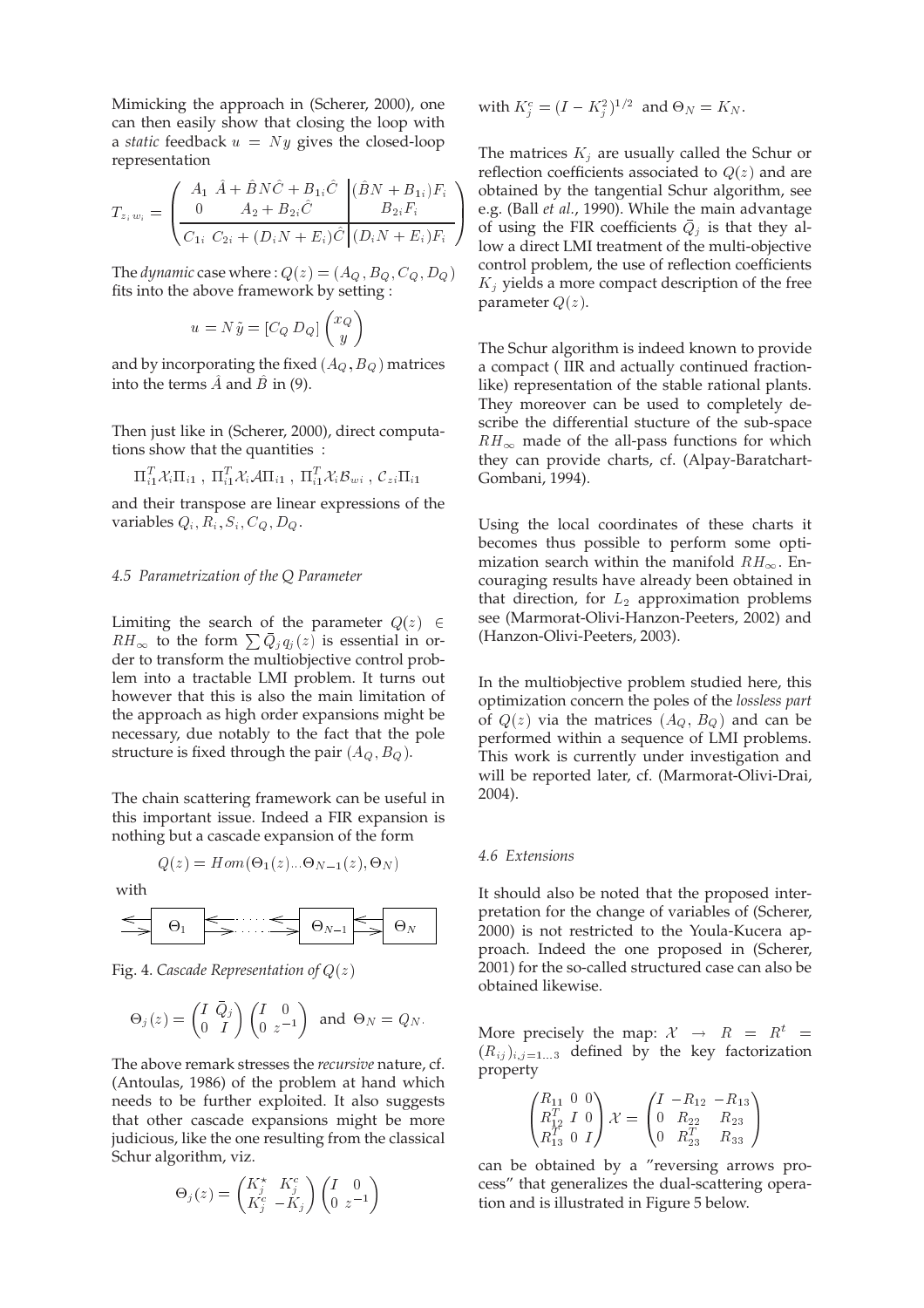Mimicking the approach in (Scherer, 2000), one can then easily show that closing the loop with a *static* feedback $u = Ny$ gives the closed-loop representation

$$T_{z_i w_i} = \left(\begin{array}{cc|c} A_1 & \hat{A} + \hat{B}N\hat{C} + B_{1i}\hat{C} & (\hat{B}N + B_{1i})F_i \\ 0 & A_2 + B_{2i}\hat{C} & B_{2i}F_i \\ \hline C_{1i} & C_{2i} + (D_i N + E_i)\hat{C} & (D_i N + E_i)F_i \end{array}\right)$$

The *dynamic* case where : $Q(z) = (A_Q, B_Q, C_Q, D_Q)$ fits into the above framework by setting :

$$u = N\tilde{y} = [C_Q \; D_Q] \begin{pmatrix} x_Q \\ y \end{pmatrix}$$

and by incorporating the fixed $(A_Q, B_Q)$ matrices into the terms $\hat{A}$ and $\hat{B}$ in (9).

Then just like in (Scherer, 2000), direct computations show that the quantities :

$$\Pi_{i1}^T \mathcal{X}_i \Pi_{i1} \, , \; \Pi_{i1}^T \mathcal{X}_i \mathcal{A} \Pi_{i1} \, , \; \Pi_{i1}^T \mathcal{X}_i \mathcal{B}_{wi} \, , \; \mathcal{C}_{zi} \Pi_{i1}$$

and their transpose are linear expressions of the variables $Q_i, R_i, S_i, C_Q, D_Q$.

### *4.5 Parametrization of the Q Parameter*

Limiting the search of the parameter $Q(z) \in RH_\infty$ to the form $\sum \bar{Q}_j q_j(z)$ is essential in order to transform the multiobjective control problem into a tractable LMI problem. It turns out however that this is also the main limitation of the approach as high order expansions might be necessary, due notably to the fact that the pole structure is fixed through the pair $(A_Q, B_Q)$.

The chain scattering framework can be useful in this important issue. Indeed a FIR expansion is nothing but a cascade expansion of the form

$$Q(z) = Hom(\Theta_1(z)...\Theta_{N-1}(z), \Theta_N)$$

with

Fig. 4. *Cascade Representation of $Q(z)$*

$$\Theta_j(z) = \begin{pmatrix} I & \bar{Q}_j \\ 0 & I \end{pmatrix} \begin{pmatrix} I & 0 \\ 0 & z^{-1} \end{pmatrix} \text{ and } \Theta_N = Q_N.$$

The above remark stresses the *recursive* nature, cf. (Antoulas, 1986) of the problem at hand which needs to be further exploited. It also suggests that other cascade expansions might be more judicious, like the one resulting from the classical Schur algorithm, viz.

$$\Theta_j(z) = \begin{pmatrix} K_j^\star & K_j^c \\ K_j^c & -K_j \end{pmatrix} \begin{pmatrix} I & 0 \\ 0 & z^{-1} \end{pmatrix}$$

with $K_j^c = (I - K_j^2)^{1/2}$ and $\Theta_N = K_N$.

The matrices $K_j$ are usually called the Schur or reflection coefficients associated to $Q(z)$ and are obtained by the tangential Schur algorithm, see e.g. (Ball *et al.*, 1990). While the main advantage of using the FIR coefficients $\bar{Q}_j$ is that they allow a direct LMI treatment of the multi-objective control problem, the use of reflection coefficients $K_j$ yields a more compact description of the free parameter $Q(z)$.

The Schur algorithm is indeed known to provide a compact ( IIR and actually continued fraction-like) representation of the stable rational plants. They moreover can be used to completely describe the differential stucture of the sub-space $RH_\infty$ made of the all-pass functions for which they can provide charts, cf. (Alpay-Baratchart-Gombani, 1994).

Using the local coordinates of these charts it becomes thus possible to perform some optimization search within the manifold $RH_\infty$. Encouraging results have already been obtained in that direction, for $L_2$ approximation problems see (Marmorat-Olivi-Hanzon-Peeters, 2002) and (Hanzon-Olivi-Peeters, 2003).

In the multiobjective problem studied here, this optimization concern the poles of the *lossless part* of $Q(z)$ via the matrices $(A_Q, B_Q)$ and can be performed within a sequence of LMI problems. This work is currently under investigation and will be reported later, cf. (Marmorat-Olivi-Drai, 2004).

### *4.6 Extensions*

It should also be noted that the proposed interpretation for the change of variables of (Scherer, 2000) is not restricted to the Youla-Kucera approach. Indeed the one proposed in (Scherer, 2001) for the so-called structured case can also be obtained likewise.

More precisely the map: $\mathcal{X} \rightarrow R = R^t = (R_{ij})_{i,j=1...3}$ defined by the key factorization property

$$\begin{pmatrix} R_{11} & 0 & 0 \\ R_{12}^T & I & 0 \\ R_{13}^T & 0 & I \end{pmatrix} \mathcal{X} = \begin{pmatrix} I & -R_{12} & -R_{13} \\ 0 & R_{22} & R_{23} \\ 0 & R_{23}^T & R_{33} \end{pmatrix}$$

can be obtained by a "reversing arrows process" that generalizes the dual-scattering operation and is illustrated in Figure 5 below.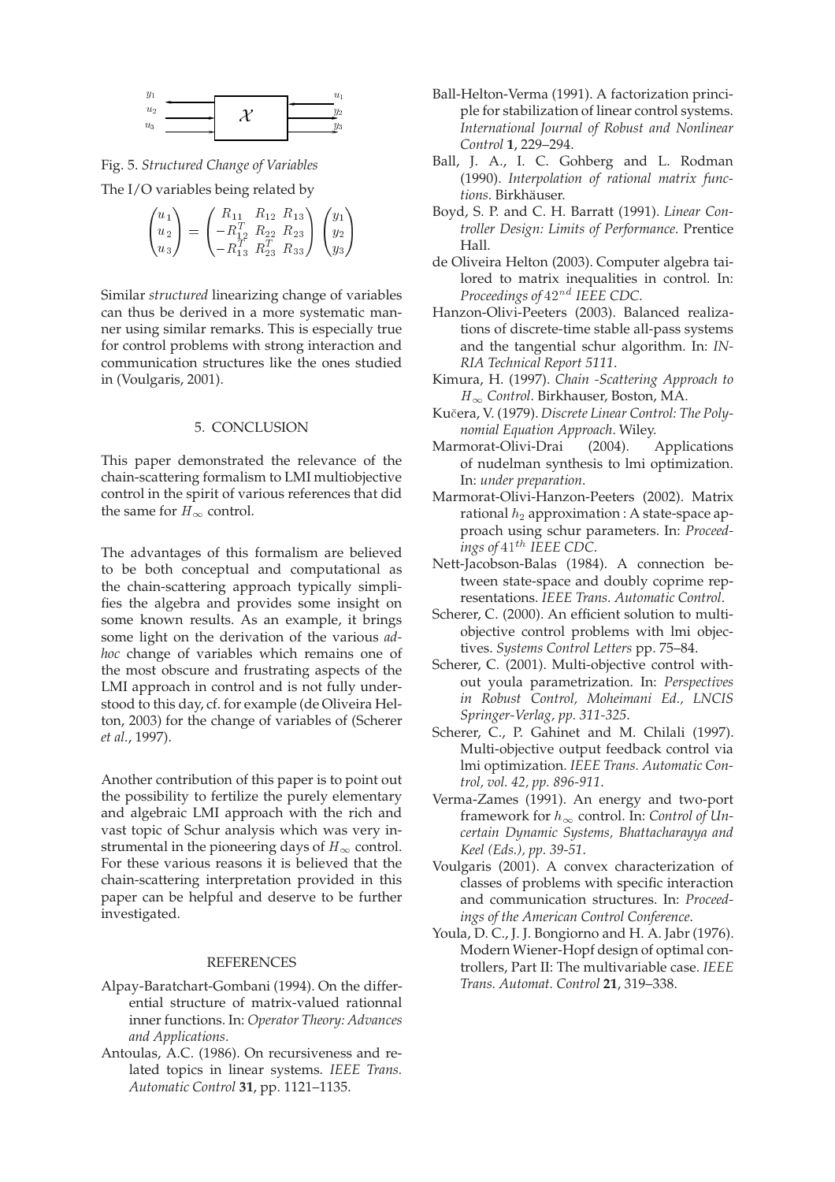$y_1$
$u_2$
$u_3$
$\mathcal{X}$
$u_1$
$y_2$
$y_3$

Fig. 5. *Structured Change of Variables*

The I/O variables being related by

$$\begin{pmatrix} u_1 \\ u_2 \\ u_3 \end{pmatrix} = \begin{pmatrix} R_{11} & R_{12} & R_{13} \\ -R_{12}^T & R_{22} & R_{23} \\ -R_{13}^T & R_{23}^T & R_{33} \end{pmatrix} \begin{pmatrix} y_1 \\ y_2 \\ y_3 \end{pmatrix}$$

Similar *structured* linearizing change of variables can thus be derived in a more systematic manner using similar remarks. This is especially true for control problems with strong interaction and communication structures like the ones studied in (Voulgaris, 2001).

## 5. CONCLUSION

This paper demonstrated the relevance of the chain-scattering formalism to LMI multiobjective control in the spirit of various references that did the same for $H_\infty$ control.

The advantages of this formalism are believed to be both conceptual and computational as the chain-scattering approach typically simplifies the algebra and provides some insight on some known results. As an example, it brings some light on the derivation of the various *ad-hoc* change of variables which remains one of the most obscure and frustrating aspects of the LMI approach in control and is not fully understood to this day, cf. for example (de Oliveira Helton, 2003) for the change of variables of (Scherer *et al.*, 1997).

Another contribution of this paper is to point out the possibility to fertilize the purely elementary and algebraic LMI approach with the rich and vast topic of Schur analysis which was very instrumental in the pioneering days of $H_\infty$ control. For these various reasons it is believed that the chain-scattering interpretation provided in this paper can be helpful and deserve to be further investigated.

## REFERENCES

Alpay-Baratchart-Gombani (1994). On the differential structure of matrix-valued rationnal inner functions. In: *Operator Theory: Advances and Applications*.

Antoulas, A.C. (1986). On recursiveness and related topics in linear systems. *IEEE Trans. Automatic Control* **31**, pp. 1121–1135.

Ball-Helton-Verma (1991). A factorization principle for stabilization of linear control systems. *International Journal of Robust and Nonlinear Control* **1**, 229–294.

Ball, J. A., I. C. Gohberg and L. Rodman (1990). *Interpolation of rational matrix functions*. Birkhäuser.

Boyd, S. P. and C. H. Barratt (1991). *Linear Controller Design: Limits of Performance*. Prentice Hall.

de Oliveira Helton (2003). Computer algebra tailored to matrix inequalities in control. In: *Proceedings of* $42^{nd}$ *IEEE CDC*.

Hanzon-Olivi-Peeters (2003). Balanced realizations of discrete-time stable all-pass systems and the tangential schur algorithm. In: *INRIA Technical Report 5111*.

Kimura, H. (1997). *Chain -Scattering Approach to* $H_\infty$ *Control*. Birkhauser, Boston, MA.

Kučera, V. (1979). *Discrete Linear Control: The Polynomial Equation Approach*. Wiley.

Marmorat-Olivi-Drai (2004). Applications of nudelman synthesis to lmi optimization. In: *under preparation*.

Marmorat-Olivi-Hanzon-Peeters (2002). Matrix rational $h_2$ approximation : A state-space approach using schur parameters. In: *Proceedings of* $41^{th}$ *IEEE CDC*.

Nett-Jacobson-Balas (1984). A connection between state-space and doubly coprime representations. *IEEE Trans. Automatic Control*.

Scherer, C. (2000). An efficient solution to multi-objective control problems with lmi objectives. *Systems Control Letters* pp. 75–84.

Scherer, C. (2001). Multi-objective control without youla parametrization. In: *Perspectives in Robust Control, Moheimani Ed., LNCIS Springer-Verlag, pp. 311-325*.

Scherer, C., P. Gahinet and M. Chilali (1997). Multi-objective output feedback control via lmi optimization. *IEEE Trans. Automatic Control, vol. 42, pp. 896-911*.

Verma-Zames (1991). An energy and two-port framework for $h_\infty$ control. In: *Control of Uncertain Dynamic Systems, Bhattacharayya and Keel (Eds.), pp. 39-51*.

Voulgaris (2001). A convex characterization of classes of problems with specific interaction and communication structures. In: *Proceedings of the American Control Conference*.

Youla, D. C., J. J. Bongiorno and H. A. Jabr (1976). Modern Wiener-Hopf design of optimal controllers, Part II: The multivariable case. *IEEE Trans. Automat. Control* **21**, 319–338.